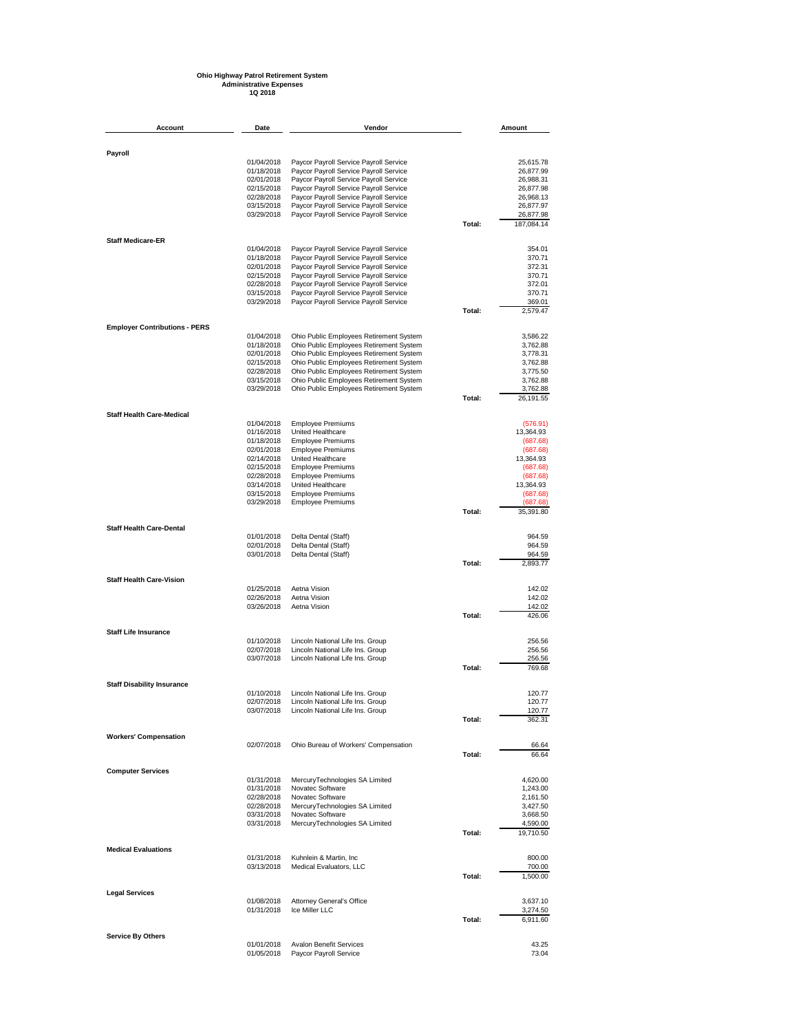**Ohio Highway Patrol Retirement System**
**Administrative Expenses**
**1Q 2018**

| Account | Date | Vendor | | Amount |
|---|---|---|---|---|
| **Payroll** | | | | |
| | 01/04/2018 | Paycor Payroll Service Payroll Service | | 25,615.78 |
| | 01/18/2018 | Paycor Payroll Service Payroll Service | | 26,877.99 |
| | 02/01/2018 | Paycor Payroll Service Payroll Service | | 26,988.31 |
| | 02/15/2018 | Paycor Payroll Service Payroll Service | | 26,877.98 |
| | 02/28/2018 | Paycor Payroll Service Payroll Service | | 26,968.13 |
| | 03/15/2018 | Paycor Payroll Service Payroll Service | | 26,877.97 |
| | 03/29/2018 | Paycor Payroll Service Payroll Service | | 26,877.98 |
| | | | Total: | 187,084.14 |
| **Staff Medicare-ER** | | | | |
| | 01/04/2018 | Paycor Payroll Service Payroll Service | | 354.01 |
| | 01/18/2018 | Paycor Payroll Service Payroll Service | | 370.71 |
| | 02/01/2018 | Paycor Payroll Service Payroll Service | | 372.31 |
| | 02/15/2018 | Paycor Payroll Service Payroll Service | | 370.71 |
| | 02/28/2018 | Paycor Payroll Service Payroll Service | | 372.01 |
| | 03/15/2018 | Paycor Payroll Service Payroll Service | | 370.71 |
| | 03/29/2018 | Paycor Payroll Service Payroll Service | | 369.01 |
| | | | Total: | 2,579.47 |
| **Employer Contributions - PERS** | | | | |
| | 01/04/2018 | Ohio Public Employees Retirement System | | 3,586.22 |
| | 01/18/2018 | Ohio Public Employees Retirement System | | 3,762.88 |
| | 02/01/2018 | Ohio Public Employees Retirement System | | 3,778.31 |
| | 02/15/2018 | Ohio Public Employees Retirement System | | 3,762.88 |
| | 02/28/2018 | Ohio Public Employees Retirement System | | 3,775.50 |
| | 03/15/2018 | Ohio Public Employees Retirement System | | 3,762.88 |
| | 03/29/2018 | Ohio Public Employees Retirement System | | 3,762.88 |
| | | | Total: | 26,191.55 |
| **Staff Health Care-Medical** | | | | |
| | 01/04/2018 | Employee Premiums | | (576.91) |
| | 01/16/2018 | United Healthcare | | 13,364.93 |
| | 01/18/2018 | Employee Premiums | | (687.68) |
| | 02/01/2018 | Employee Premiums | | (687.68) |
| | 02/14/2018 | United Healthcare | | 13,364.93 |
| | 02/15/2018 | Employee Premiums | | (687.68) |
| | 02/28/2018 | Employee Premiums | | (687.68) |
| | 03/14/2018 | United Healthcare | | 13,364.93 |
| | 03/15/2018 | Employee Premiums | | (687.68) |
| | 03/29/2018 | Employee Premiums | | (687.68) |
| | | | Total: | 35,391.80 |
| **Staff Health Care-Dental** | | | | |
| | 01/01/2018 | Delta Dental (Staff) | | 964.59 |
| | 02/01/2018 | Delta Dental (Staff) | | 964.59 |
| | 03/01/2018 | Delta Dental (Staff) | | 964.59 |
| | | | Total: | 2,893.77 |
| **Staff Health Care-Vision** | | | | |
| | 01/25/2018 | Aetna Vision | | 142.02 |
| | 02/26/2018 | Aetna Vision | | 142.02 |
| | 03/26/2018 | Aetna Vision | | 142.02 |
| | | | Total: | 426.06 |
| **Staff Life Insurance** | | | | |
| | 01/10/2018 | Lincoln National Life Ins. Group | | 256.56 |
| | 02/07/2018 | Lincoln National Life Ins. Group | | 256.56 |
| | 03/07/2018 | Lincoln National Life Ins. Group | | 256.56 |
| | | | Total: | 769.68 |
| **Staff Disability Insurance** | | | | |
| | 01/10/2018 | Lincoln National Life Ins. Group | | 120.77 |
| | 02/07/2018 | Lincoln National Life Ins. Group | | 120.77 |
| | 03/07/2018 | Lincoln National Life Ins. Group | | 120.77 |
| | | | Total: | 362.31 |
| **Workers' Compensation** | | | | |
| | 02/07/2018 | Ohio Bureau of Workers' Compensation | | 66.64 |
| | | | Total: | 66.64 |
| **Computer Services** | | | | |
| | 01/31/2018 | MercuryTechnologies SA Limited | | 4,620.00 |
| | 01/31/2018 | Novatec Software | | 1,243.00 |
| | 02/28/2018 | Novatec Software | | 2,161.50 |
| | 02/28/2018 | MercuryTechnologies SA Limited | | 3,427.50 |
| | 03/31/2018 | Novatec Software | | 3,668.50 |
| | 03/31/2018 | MercuryTechnologies SA Limited | | 4,590.00 |
| | | | Total: | 19,710.50 |
| **Medical Evaluations** | | | | |
| | 01/31/2018 | Kuhnlein & Martin, Inc | | 800.00 |
| | 03/13/2018 | Medical Evaluators, LLC | | 700.00 |
| | | | Total: | 1,500.00 |
| **Legal Services** | | | | |
| | 01/08/2018 | Attorney General's Office | | 3,637.10 |
| | 01/31/2018 | Ice Miller LLC | | 3,274.50 |
| | | | Total: | 6,911.60 |
| **Service By Others** | | | | |
| | 01/01/2018 | Avalon Benefit Services | | 43.25 |
| | 01/05/2018 | Paycor Payroll Service | | 73.04 |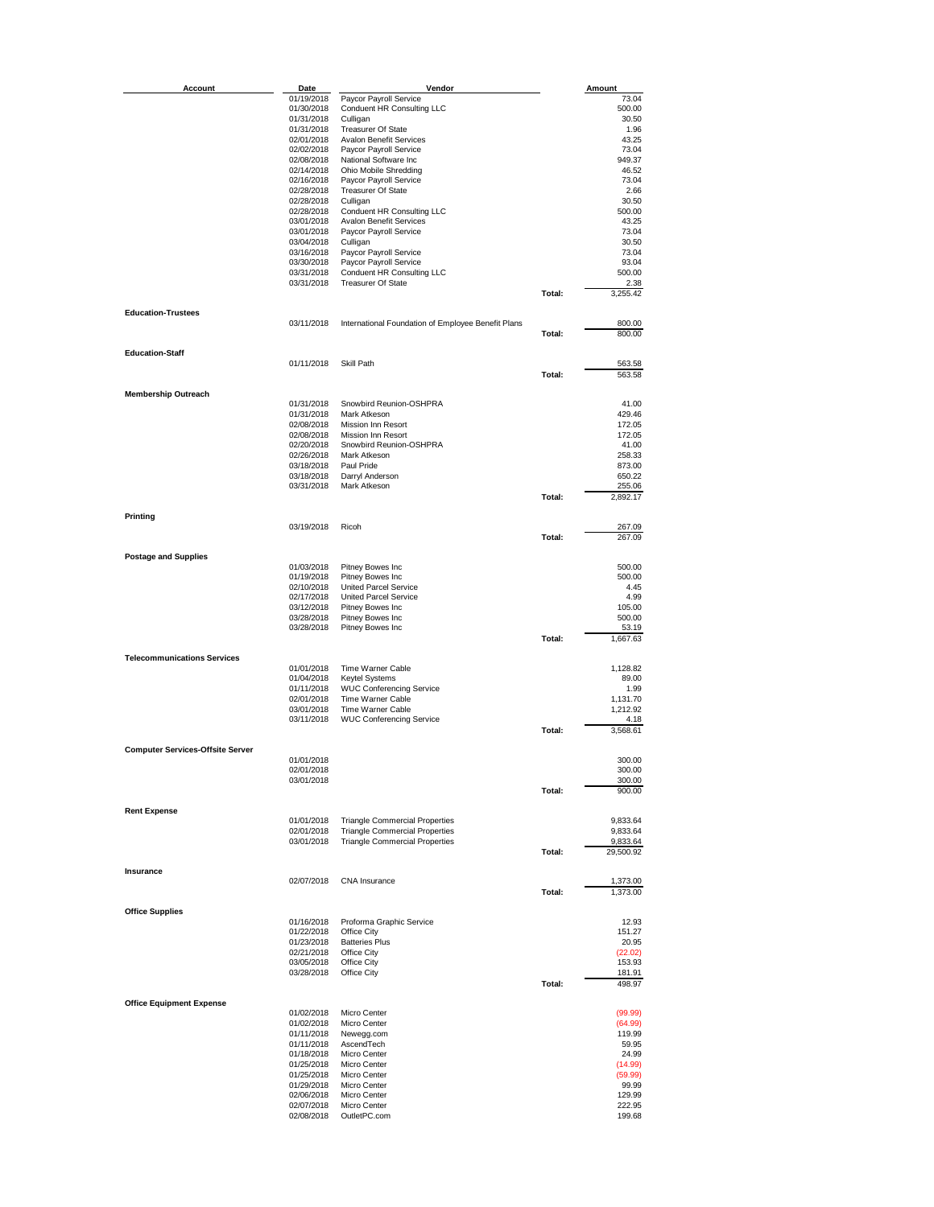| Account | Date | Vendor | | Amount |
|---|---|---|---|---|
| | 01/19/2018 | Paycor Payroll Service | | 73.04 |
| | 01/30/2018 | Conduent HR Consulting LLC | | 500.00 |
| | 01/31/2018 | Culligan | | 30.50 |
| | 01/31/2018 | Treasurer Of State | | 1.96 |
| | 02/01/2018 | Avalon Benefit Services | | 43.25 |
| | 02/02/2018 | Paycor Payroll Service | | 73.04 |
| | 02/08/2018 | National Software Inc | | 949.37 |
| | 02/14/2018 | Ohio Mobile Shredding | | 46.52 |
| | 02/16/2018 | Paycor Payroll Service | | 73.04 |
| | 02/28/2018 | Treasurer Of State | | 2.66 |
| | 02/28/2018 | Culligan | | 30.50 |
| | 02/28/2018 | Conduent HR Consulting LLC | | 500.00 |
| | 03/01/2018 | Avalon Benefit Services | | 43.25 |
| | 03/01/2018 | Paycor Payroll Service | | 73.04 |
| | 03/04/2018 | Culligan | | 30.50 |
| | 03/16/2018 | Paycor Payroll Service | | 73.04 |
| | 03/30/2018 | Paycor Payroll Service | | 93.04 |
| | 03/31/2018 | Conduent HR Consulting LLC | | 500.00 |
| | 03/31/2018 | Treasurer Of State | | 2.38 |
| | | | Total: | 3,255.42 |
| **Education-Trustees** | | | | |
| | 03/11/2018 | International Foundation of Employee Benefit Plans | | 800.00 |
| | | | Total: | 800.00 |
| **Education-Staff** | | | | |
| | 01/11/2018 | Skill Path | | 563.58 |
| | | | Total: | 563.58 |
| **Membership Outreach** | | | | |
| | 01/31/2018 | Snowbird Reunion-OSHPRA | | 41.00 |
| | 01/31/2018 | Mark Atkeson | | 429.46 |
| | 02/08/2018 | Mission Inn Resort | | 172.05 |
| | 02/08/2018 | Mission Inn Resort | | 172.05 |
| | 02/20/2018 | Snowbird Reunion-OSHPRA | | 41.00 |
| | 02/26/2018 | Mark Atkeson | | 258.33 |
| | 03/18/2018 | Paul Pride | | 873.00 |
| | 03/18/2018 | Darryl Anderson | | 650.22 |
| | 03/31/2018 | Mark Atkeson | | 255.06 |
| | | | Total: | 2,892.17 |
| **Printing** | | | | |
| | 03/19/2018 | Ricoh | | 267.09 |
| | | | Total: | 267.09 |
| **Postage and Supplies** | | | | |
| | 01/03/2018 | Pitney Bowes Inc | | 500.00 |
| | 01/19/2018 | Pitney Bowes Inc | | 500.00 |
| | 02/10/2018 | United Parcel Service | | 4.45 |
| | 02/17/2018 | United Parcel Service | | 4.99 |
| | 03/12/2018 | Pitney Bowes Inc | | 105.00 |
| | 03/28/2018 | Pitney Bowes Inc | | 500.00 |
| | 03/28/2018 | Pitney Bowes Inc | | 53.19 |
| | | | Total: | 1,667.63 |
| **Telecommunications Services** | | | | |
| | 01/01/2018 | Time Warner Cable | | 1,128.82 |
| | 01/04/2018 | Keytel Systems | | 89.00 |
| | 01/11/2018 | WUC Conferencing Service | | 1.99 |
| | 02/01/2018 | Time Warner Cable | | 1,131.70 |
| | 03/01/2018 | Time Warner Cable | | 1,212.92 |
| | 03/11/2018 | WUC Conferencing Service | | 4.18 |
| | | | Total: | 3,568.61 |
| **Computer Services-Offsite Server** | | | | |
| | 01/01/2018 | | | 300.00 |
| | 02/01/2018 | | | 300.00 |
| | 03/01/2018 | | | 300.00 |
| | | | Total: | 900.00 |
| **Rent Expense** | | | | |
| | 01/01/2018 | Triangle Commercial Properties | | 9,833.64 |
| | 02/01/2018 | Triangle Commercial Properties | | 9,833.64 |
| | 03/01/2018 | Triangle Commercial Properties | | 9,833.64 |
| | | | Total: | 29,500.92 |
| **Insurance** | | | | |
| | 02/07/2018 | CNA Insurance | | 1,373.00 |
| | | | Total: | 1,373.00 |
| **Office Supplies** | | | | |
| | 01/16/2018 | Proforma Graphic Service | | 12.93 |
| | 01/22/2018 | Office City | | 151.27 |
| | 01/23/2018 | Batteries Plus | | 20.95 |
| | 02/21/2018 | Office City | | (22.02) |
| | 03/05/2018 | Office City | | 153.93 |
| | 03/28/2018 | Office City | | 181.91 |
| | | | Total: | 498.97 |
| **Office Equipment Expense** | | | | |
| | 01/02/2018 | Micro Center | | (99.99) |
| | 01/02/2018 | Micro Center | | (64.99) |
| | 01/11/2018 | Newegg.com | | 119.99 |
| | 01/11/2018 | AscendTech | | 59.95 |
| | 01/18/2018 | Micro Center | | 24.99 |
| | 01/25/2018 | Micro Center | | (14.99) |
| | 01/25/2018 | Micro Center | | (59.99) |
| | 01/29/2018 | Micro Center | | 99.99 |
| | 02/06/2018 | Micro Center | | 129.99 |
| | 02/07/2018 | Micro Center | | 222.95 |
| | 02/08/2018 | OutletPC.com | | 199.68 |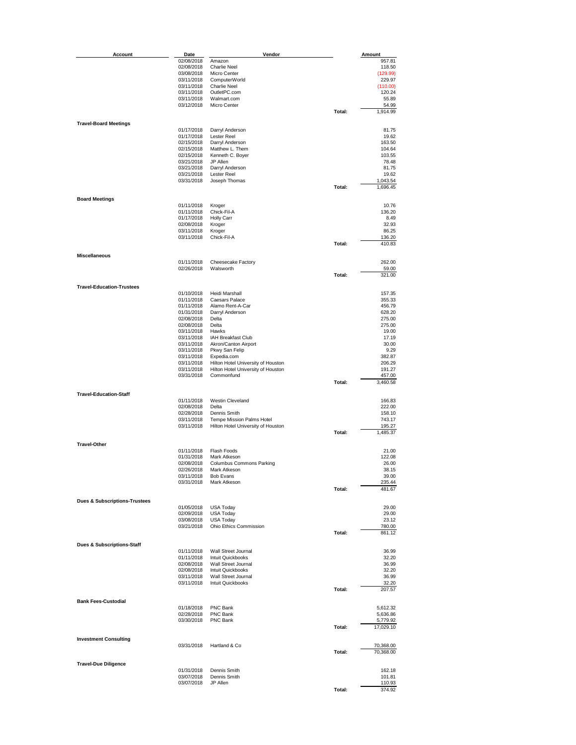| Account | Date | Vendor | | Amount |
|---|---|---|---|---|
| | 02/08/2018 | Amazon | | 957.81 |
| | 02/08/2018 | Charlie Neel | | 118.50 |
| | 03/08/2018 | Micro Center | | (129.99) |
| | 03/11/2018 | ComputerWorld | | 229.97 |
| | 03/11/2018 | Charlie Neel | | (110.00) |
| | 03/11/2018 | OutletPC.com | | 120.24 |
| | 03/11/2018 | Walmart.com | | 55.89 |
| | 03/12/2018 | Micro Center | | 54.99 |
| | | | Total: | 1,914.99 |
| **Travel-Board Meetings** | | | | |
| | 01/17/2018 | Darryl Anderson | | 81.75 |
| | 01/17/2018 | Lester Reel | | 19.62 |
| | 02/15/2018 | Darryl Anderson | | 163.50 |
| | 02/15/2018 | Matthew L. Them | | 104.64 |
| | 02/15/2018 | Kenneth C. Boyer | | 103.55 |
| | 03/21/2018 | JP Allen | | 78.48 |
| | 03/21/2018 | Darryl Anderson | | 81.75 |
| | 03/21/2018 | Lester Reel | | 19.62 |
| | 03/31/2018 | Joseph Thomas | | 1,043.54 |
| | | | Total: | 1,696.45 |
| **Board Meetings** | | | | |
| | 01/11/2018 | Kroger | | 10.76 |
| | 01/11/2018 | Chick-Fil-A | | 136.20 |
| | 01/17/2018 | Holly Carr | | 8.49 |
| | 02/08/2018 | Kroger | | 32.93 |
| | 03/11/2018 | Kroger | | 86.25 |
| | 03/11/2018 | Chick-Fil-A | | 136.20 |
| | | | Total: | 410.83 |
| **Miscellaneous** | | | | |
| | 01/11/2018 | Cheesecake Factory | | 262.00 |
| | 02/26/2018 | Walsworth | | 59.00 |
| | | | Total: | 321.00 |
| **Travel-Education-Trustees** | | | | |
| | 01/10/2018 | Heidi Marshall | | 157.35 |
| | 01/11/2018 | Caesars Palace | | 355.33 |
| | 01/11/2018 | Alamo Rent-A-Car | | 456.79 |
| | 01/31/2018 | Darryl Anderson | | 628.20 |
| | 02/08/2018 | Delta | | 275.00 |
| | 02/08/2018 | Delta | | 275.00 |
| | 03/11/2018 | Hawks | | 19.00 |
| | 03/11/2018 | IAH Breakfast Club | | 17.19 |
| | 03/11/2018 | Akron/Canton Airport | | 30.00 |
| | 03/11/2018 | Pkwy San Felip | | 9.29 |
| | 03/11/2018 | Expedia.com | | 382.87 |
| | 03/11/2018 | Hilton Hotel University of Houston | | 206.29 |
| | 03/11/2018 | Hilton Hotel University of Houston | | 191.27 |
| | 03/31/2018 | Commonfund | | 457.00 |
| | | | Total: | 3,460.58 |
| **Travel-Education-Staff** | | | | |
| | 01/11/2018 | Westin Cleveland | | 166.83 |
| | 02/08/2018 | Delta | | 222.00 |
| | 02/28/2018 | Dennis Smith | | 158.10 |
| | 03/11/2018 | Tempe Mission Palms Hotel | | 743.17 |
| | 03/11/2018 | Hilton Hotel University of Houston | | 195.27 |
| | | | Total: | 1,485.37 |
| **Travel-Other** | | | | |
| | 01/11/2018 | Flash Foods | | 21.00 |
| | 01/31/2018 | Mark Atkeson | | 122.08 |
| | 02/08/2018 | Columbus Commons Parking | | 26.00 |
| | 02/26/2018 | Mark Atkeson | | 38.15 |
| | 03/11/2018 | Bob Evans | | 39.00 |
| | 03/31/2018 | Mark Atkeson | | 235.44 |
| | | | Total: | 481.67 |
| **Dues & Subscriptions-Trustees** | | | | |
| | 01/05/2018 | USA Today | | 29.00 |
| | 02/09/2018 | USA Today | | 29.00 |
| | 03/08/2018 | USA Today | | 23.12 |
| | 03/21/2018 | Ohio Ethics Commission | | 780.00 |
| | | | Total: | 861.12 |
| **Dues & Subscriptions-Staff** | | | | |
| | 01/11/2018 | Wall Street Journal | | 36.99 |
| | 01/11/2018 | Intuit Quickbooks | | 32.20 |
| | 02/08/2018 | Wall Street Journal | | 36.99 |
| | 02/08/2018 | Intuit Quickbooks | | 32.20 |
| | 03/11/2018 | Wall Street Journal | | 36.99 |
| | 03/11/2018 | Intuit Quickbooks | | 32.20 |
| | | | Total: | 207.57 |
| **Bank Fees-Custodial** | | | | |
| | 01/18/2018 | PNC Bank | | 5,612.32 |
| | 02/28/2018 | PNC Bank | | 5,636.86 |
| | 03/30/2018 | PNC Bank | | 5,779.92 |
| | | | Total: | 17,029.10 |
| **Investment Consulting** | | | | |
| | 03/31/2018 | Hartland & Co | | 70,368.00 |
| | | | Total: | 70,368.00 |
| **Travel-Due Diligence** | | | | |
| | 01/31/2018 | Dennis Smith | | 162.18 |
| | 03/07/2018 | Dennis Smith | | 101.81 |
| | 03/07/2018 | JP Allen | | 110.93 |
| | | | Total: | 374.92 |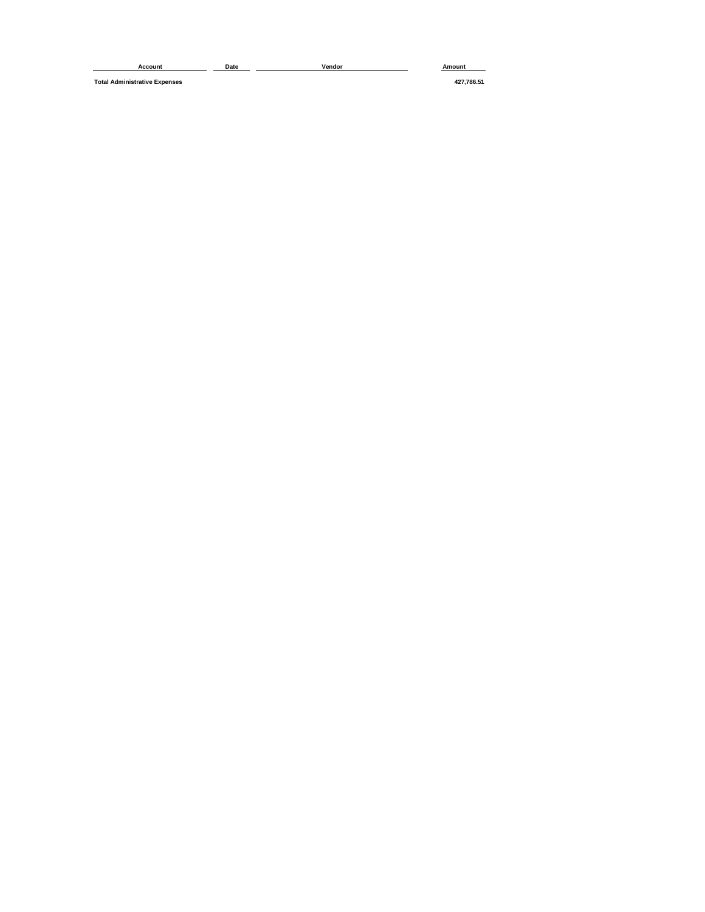| Account | Date | Vendor | Amount |
| --- | --- | --- | --- |
| **Total Administrative Expenses** | | | **427,786.51** |